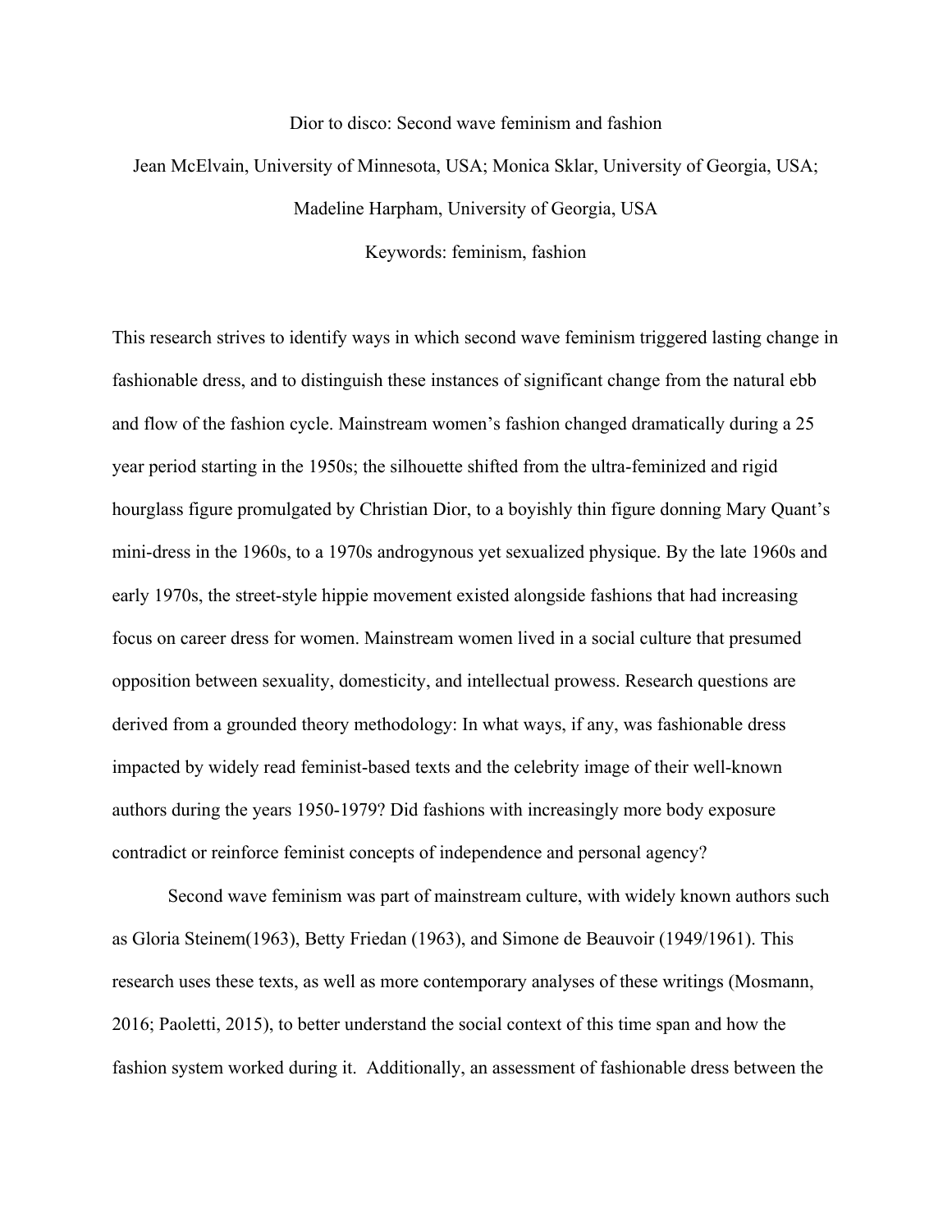# Dior to disco: Second wave feminism and fashion

Jean McElvain, University of Minnesota, USA; Monica Sklar, University of Georgia, USA; Madeline Harpham, University of Georgia, USA

Keywords: feminism, fashion

This research strives to identify ways in which second wave feminism triggered lasting change in fashionable dress, and to distinguish these instances of significant change from the natural ebb and flow of the fashion cycle. Mainstream women's fashion changed dramatically during a 25 year period starting in the 1950s; the silhouette shifted from the ultra-feminized and rigid hourglass figure promulgated by Christian Dior, to a boyishly thin figure donning Mary Quant's mini-dress in the 1960s, to a 1970s androgynous yet sexualized physique. By the late 1960s and early 1970s, the street-style hippie movement existed alongside fashions that had increasing focus on career dress for women. Mainstream women lived in a social culture that presumed opposition between sexuality, domesticity, and intellectual prowess. Research questions are derived from a grounded theory methodology: In what ways, if any, was fashionable dress impacted by widely read feminist-based texts and the celebrity image of their well-known authors during the years 1950-1979? Did fashions with increasingly more body exposure contradict or reinforce feminist concepts of independence and personal agency?

Second wave feminism was part of mainstream culture, with widely known authors such as Gloria Steinem(1963), Betty Friedan (1963), and Simone de Beauvoir (1949/1961). This research uses these texts, as well as more contemporary analyses of these writings (Mosmann, 2016; Paoletti, 2015), to better understand the social context of this time span and how the fashion system worked during it. Additionally, an assessment of fashionable dress between the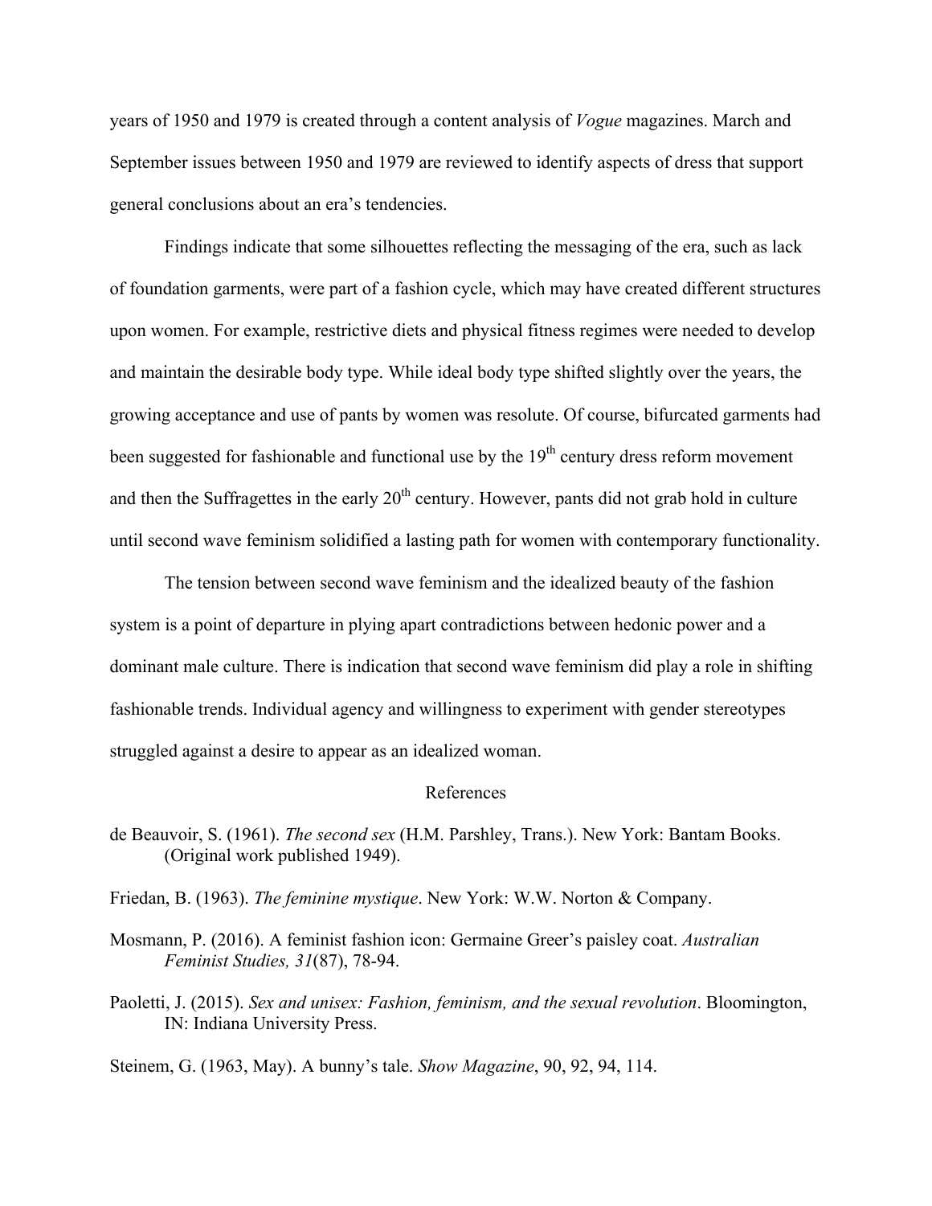years of 1950 and 1979 is created through a content analysis of *Vogue* magazines. March and September issues between 1950 and 1979 are reviewed to identify aspects of dress that support general conclusions about an era's tendencies.

Findings indicate that some silhouettes reflecting the messaging of the era, such as lack of foundation garments, were part of a fashion cycle, which may have created different structures upon women. For example, restrictive diets and physical fitness regimes were needed to develop and maintain the desirable body type. While ideal body type shifted slightly over the years, the growing acceptance and use of pants by women was resolute. Of course, bifurcated garments had been suggested for fashionable and functional use by the 19th century dress reform movement and then the Suffragettes in the early 20th century. However, pants did not grab hold in culture until second wave feminism solidified a lasting path for women with contemporary functionality.

The tension between second wave feminism and the idealized beauty of the fashion system is a point of departure in plying apart contradictions between hedonic power and a dominant male culture. There is indication that second wave feminism did play a role in shifting fashionable trends. Individual agency and willingness to experiment with gender stereotypes struggled against a desire to appear as an idealized woman.

## References

de Beauvoir, S. (1961). *The second sex* (H.M. Parshley, Trans.). New York: Bantam Books. (Original work published 1949).

Friedan, B. (1963). *The feminine mystique*. New York: W.W. Norton & Company.

Mosmann, P. (2016). A feminist fashion icon: Germaine Greer's paisley coat. *Australian Feminist Studies, 31*(87), 78-94.

Paoletti, J. (2015). *Sex and unisex: Fashion, feminism, and the sexual revolution*. Bloomington, IN: Indiana University Press.

Steinem, G. (1963, May). A bunny's tale. *Show Magazine*, 90, 92, 94, 114.